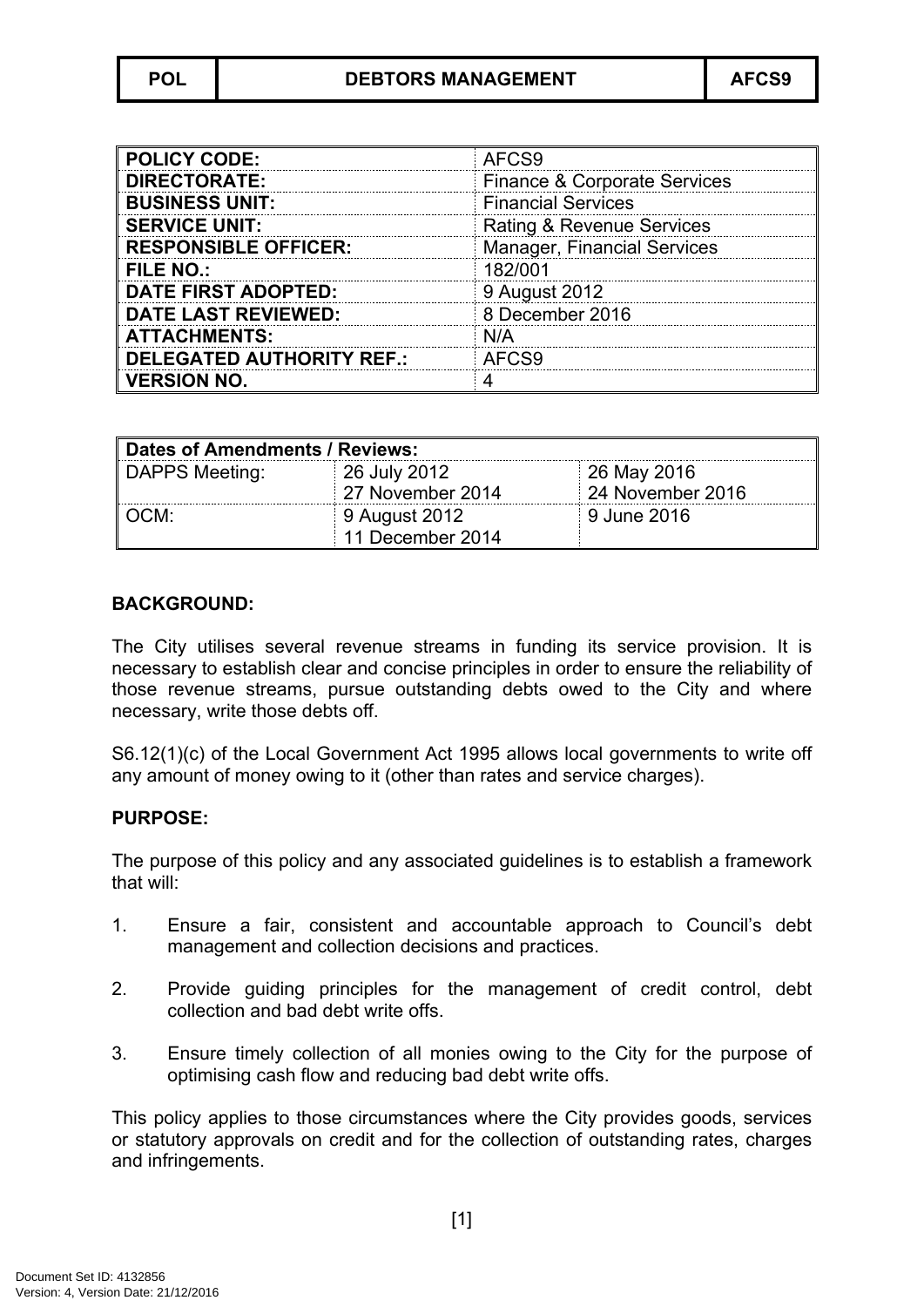| POL | DEBTORS MANAGEMENT | AFCS9 |
|---|---|---|

| | |
|---|---|
| **POLICY CODE:** | AFCS9 |
| **DIRECTORATE:** | Finance & Corporate Services |
| **BUSINESS UNIT:** | Financial Services |
| **SERVICE UNIT:** | Rating & Revenue Services |
| **RESPONSIBLE OFFICER:** | Manager, Financial Services |
| **FILE NO.:** | 182/001 |
| **DATE FIRST ADOPTED:** | 9 August 2012 |
| **DATE LAST REVIEWED:** | 8 December 2016 |
| **ATTACHMENTS:** | N/A |
| **DELEGATED AUTHORITY REF.:** | AFCS9 |
| **VERSION NO.** | 4 |

| **Dates of Amendments / Reviews:** | | |
|---|---|---|
| DAPPS Meeting: | 26 July 2012<br>27 November 2014 | 26 May 2016<br>24 November 2016 |
| OCM: | 9 August 2012<br>11 December 2014 | 9 June 2016 |

**BACKGROUND:**

The City utilises several revenue streams in funding its service provision. It is necessary to establish clear and concise principles in order to ensure the reliability of those revenue streams, pursue outstanding debts owed to the City and where necessary, write those debts off.

S6.12(1)(c) of the Local Government Act 1995 allows local governments to write off any amount of money owing to it (other than rates and service charges).

**PURPOSE:**

The purpose of this policy and any associated guidelines is to establish a framework that will:

1. Ensure a fair, consistent and accountable approach to Council's debt management and collection decisions and practices.

2. Provide guiding principles for the management of credit control, debt collection and bad debt write offs.

3. Ensure timely collection of all monies owing to the City for the purpose of optimising cash flow and reducing bad debt write offs.

This policy applies to those circumstances where the City provides goods, services or statutory approvals on credit and for the collection of outstanding rates, charges and infringements.

Document Set ID: 4132856
Version: 4, Version Date: 21/12/2016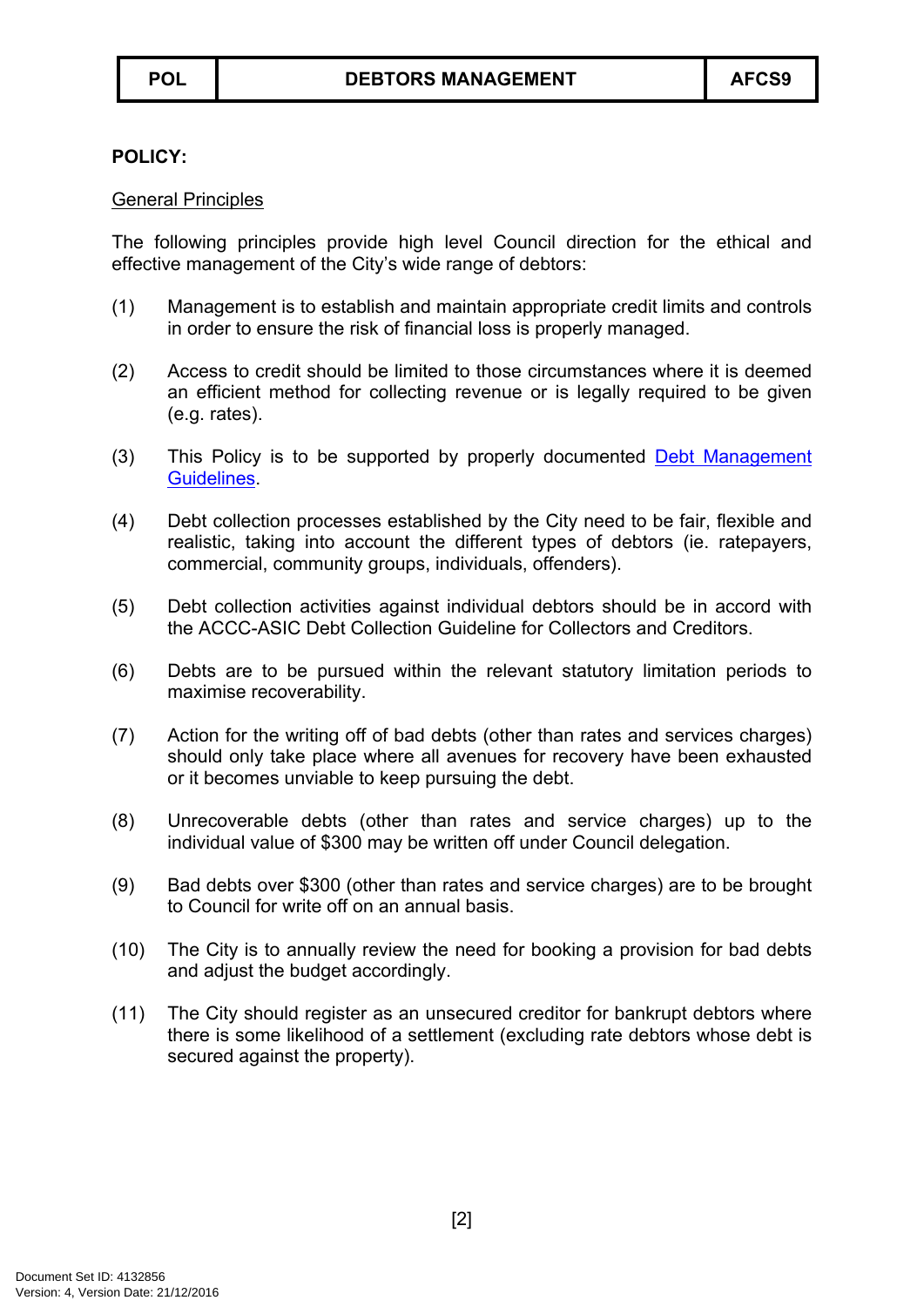**POLICY:**

General Principles

The following principles provide high level Council direction for the ethical and effective management of the City's wide range of debtors:

(1) Management is to establish and maintain appropriate credit limits and controls in order to ensure the risk of financial loss is properly managed.

(2) Access to credit should be limited to those circumstances where it is deemed an efficient method for collecting revenue or is legally required to be given (e.g. rates).

(3) This Policy is to be supported by properly documented Debt Management Guidelines.

(4) Debt collection processes established by the City need to be fair, flexible and realistic, taking into account the different types of debtors (ie. ratepayers, commercial, community groups, individuals, offenders).

(5) Debt collection activities against individual debtors should be in accord with the ACCC-ASIC Debt Collection Guideline for Collectors and Creditors.

(6) Debts are to be pursued within the relevant statutory limitation periods to maximise recoverability.

(7) Action for the writing off of bad debts (other than rates and services charges) should only take place where all avenues for recovery have been exhausted or it becomes unviable to keep pursuing the debt.

(8) Unrecoverable debts (other than rates and service charges) up to the individual value of $300 may be written off under Council delegation.

(9) Bad debts over $300 (other than rates and service charges) are to be brought to Council for write off on an annual basis.

(10) The City is to annually review the need for booking a provision for bad debts and adjust the budget accordingly.

(11) The City should register as an unsecured creditor for bankrupt debtors where there is some likelihood of a settlement (excluding rate debtors whose debt is secured against the property).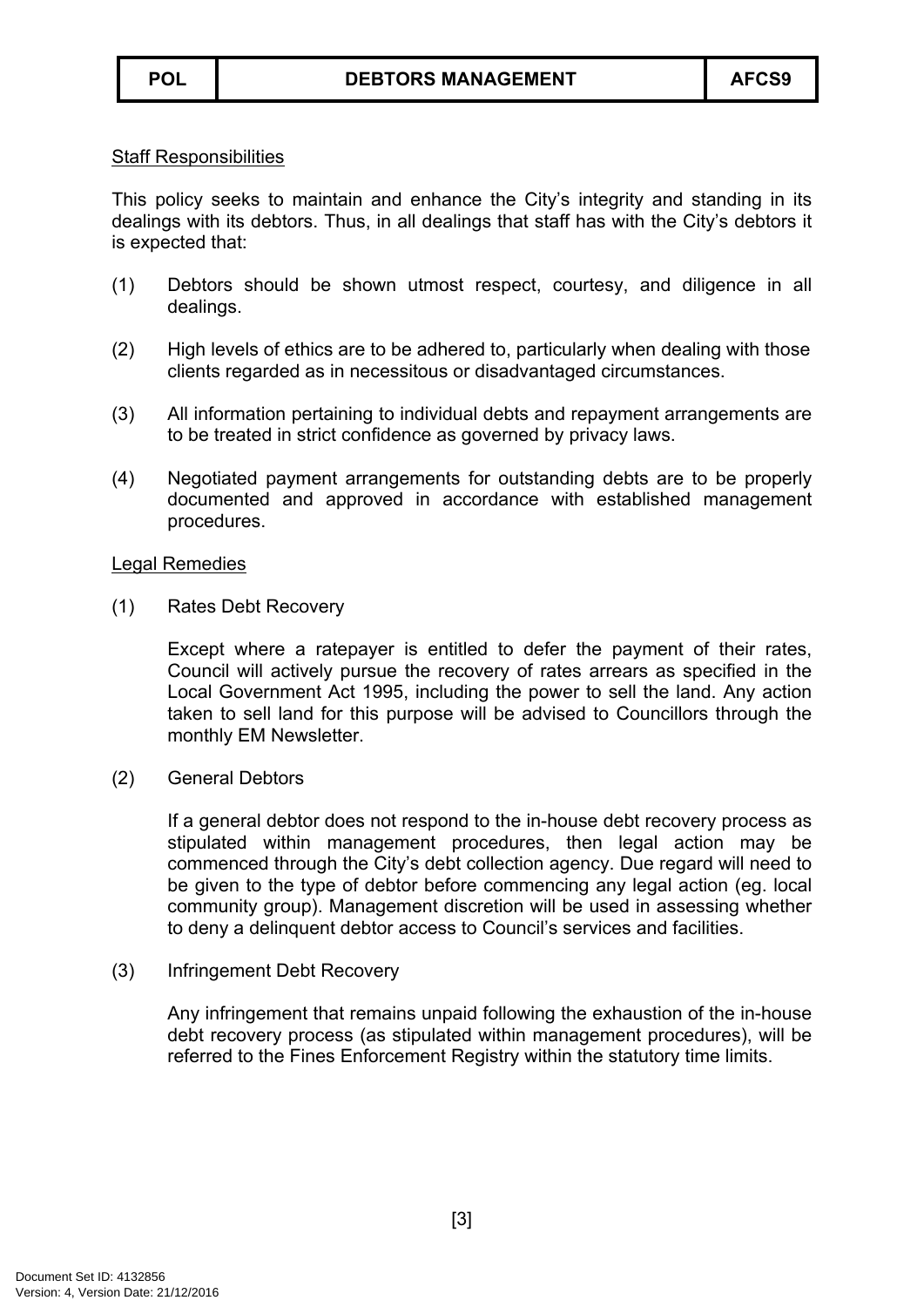Staff Responsibilities

This policy seeks to maintain and enhance the City's integrity and standing in its dealings with its debtors. Thus, in all dealings that staff has with the City's debtors it is expected that:

(1) Debtors should be shown utmost respect, courtesy, and diligence in all dealings.

(2) High levels of ethics are to be adhered to, particularly when dealing with those clients regarded as in necessitous or disadvantaged circumstances.

(3) All information pertaining to individual debts and repayment arrangements are to be treated in strict confidence as governed by privacy laws.

(4) Negotiated payment arrangements for outstanding debts are to be properly documented and approved in accordance with established management procedures.

Legal Remedies

(1) Rates Debt Recovery

Except where a ratepayer is entitled to defer the payment of their rates, Council will actively pursue the recovery of rates arrears as specified in the Local Government Act 1995, including the power to sell the land. Any action taken to sell land for this purpose will be advised to Councillors through the monthly EM Newsletter.

(2) General Debtors

If a general debtor does not respond to the in-house debt recovery process as stipulated within management procedures, then legal action may be commenced through the City's debt collection agency. Due regard will need to be given to the type of debtor before commencing any legal action (eg. local community group). Management discretion will be used in assessing whether to deny a delinquent debtor access to Council's services and facilities.

(3) Infringement Debt Recovery

Any infringement that remains unpaid following the exhaustion of the in-house debt recovery process (as stipulated within management procedures), will be referred to the Fines Enforcement Registry within the statutory time limits.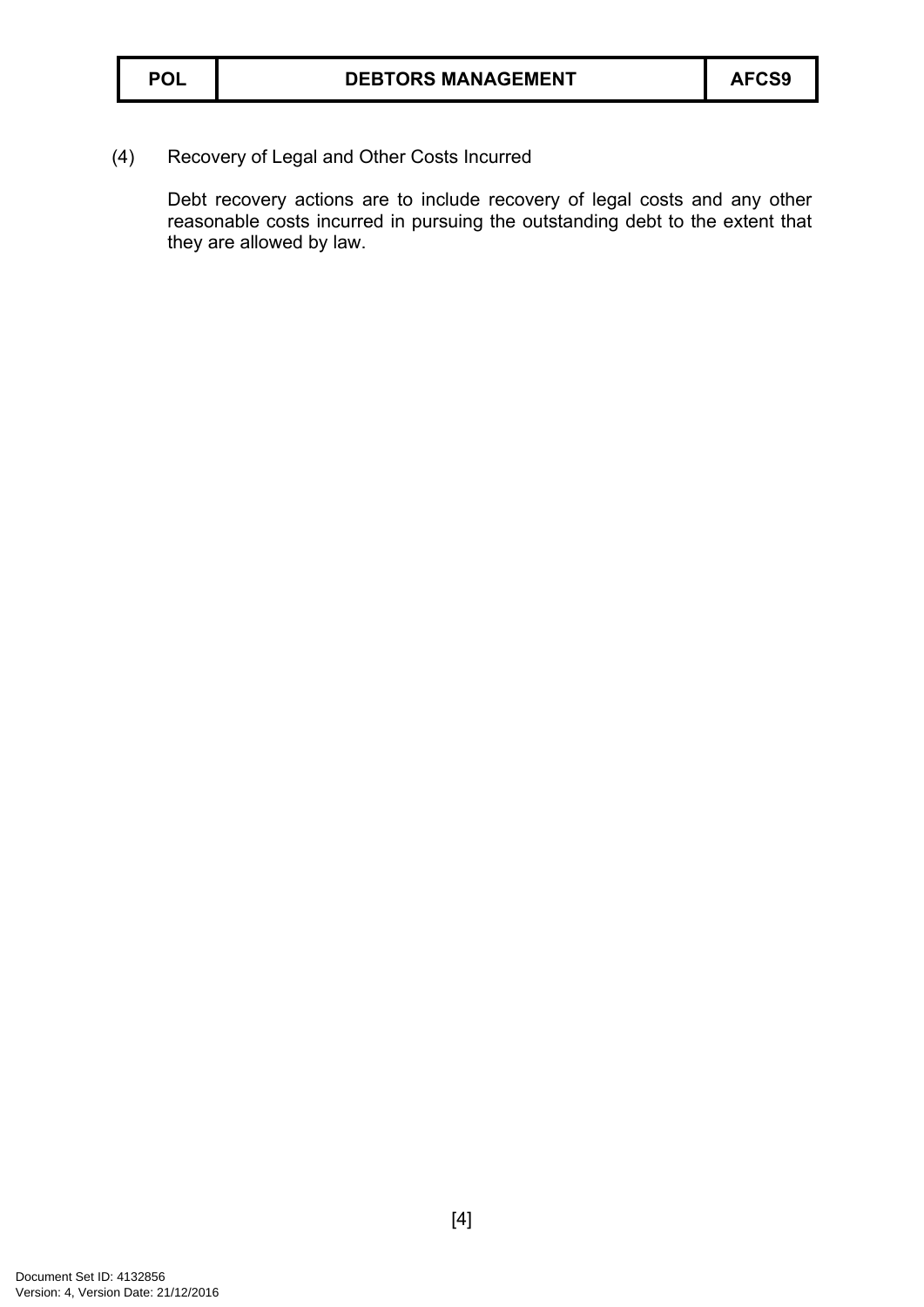(4) Recovery of Legal and Other Costs Incurred

Debt recovery actions are to include recovery of legal costs and any other reasonable costs incurred in pursuing the outstanding debt to the extent that they are allowed by law.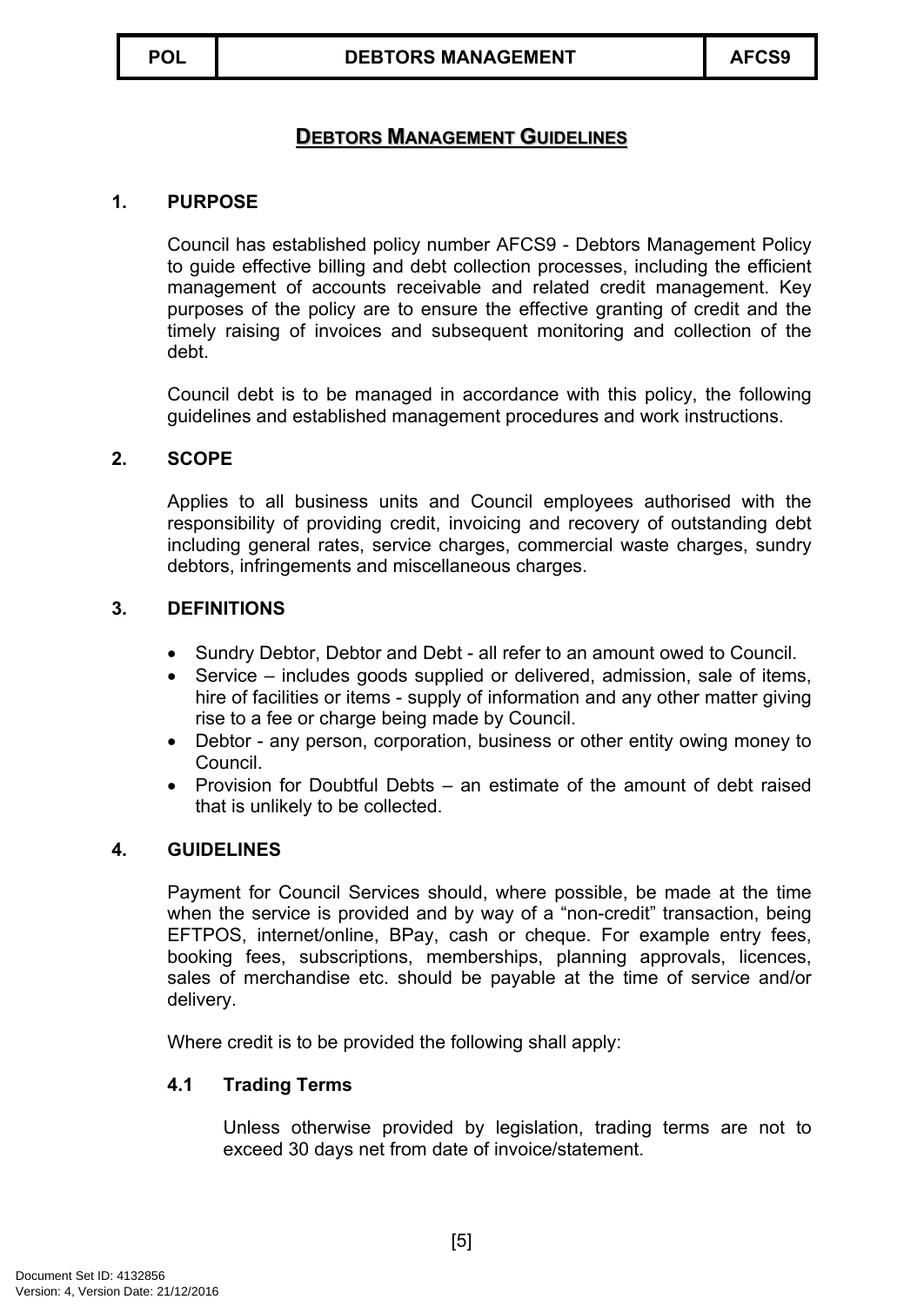# DEBTORS MANAGEMENT GUIDELINES

## 1. PURPOSE

Council has established policy number AFCS9 - Debtors Management Policy to guide effective billing and debt collection processes, including the efficient management of accounts receivable and related credit management. Key purposes of the policy are to ensure the effective granting of credit and the timely raising of invoices and subsequent monitoring and collection of the debt.

Council debt is to be managed in accordance with this policy, the following guidelines and established management procedures and work instructions.

## 2. SCOPE

Applies to all business units and Council employees authorised with the responsibility of providing credit, invoicing and recovery of outstanding debt including general rates, service charges, commercial waste charges, sundry debtors, infringements and miscellaneous charges.

## 3. DEFINITIONS

- Sundry Debtor, Debtor and Debt - all refer to an amount owed to Council.
- Service – includes goods supplied or delivered, admission, sale of items, hire of facilities or items - supply of information and any other matter giving rise to a fee or charge being made by Council.
- Debtor - any person, corporation, business or other entity owing money to Council.
- Provision for Doubtful Debts – an estimate of the amount of debt raised that is unlikely to be collected.

## 4. GUIDELINES

Payment for Council Services should, where possible, be made at the time when the service is provided and by way of a "non-credit" transaction, being EFTPOS, internet/online, BPay, cash or cheque. For example entry fees, booking fees, subscriptions, memberships, planning approvals, licences, sales of merchandise etc. should be payable at the time of service and/or delivery.

Where credit is to be provided the following shall apply:

### 4.1 Trading Terms

Unless otherwise provided by legislation, trading terms are not to exceed 30 days net from date of invoice/statement.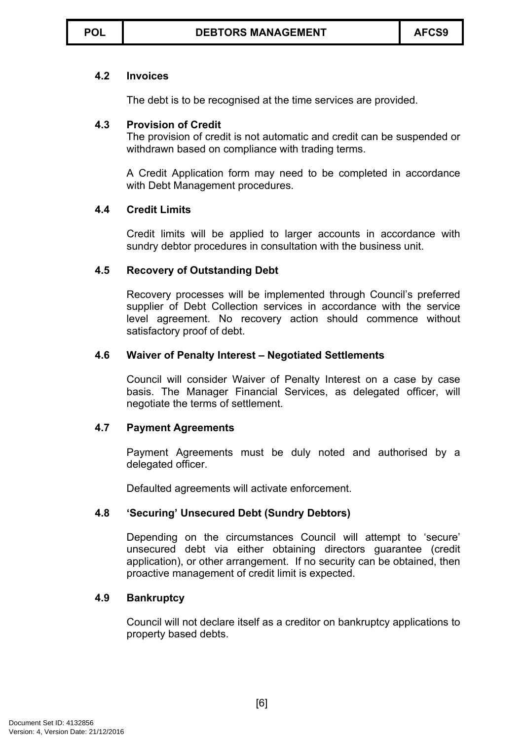### 4.2 Invoices

The debt is to be recognised at the time services are provided.

### 4.3 Provision of Credit

The provision of credit is not automatic and credit can be suspended or withdrawn based on compliance with trading terms.

A Credit Application form may need to be completed in accordance with Debt Management procedures.

### 4.4 Credit Limits

Credit limits will be applied to larger accounts in accordance with sundry debtor procedures in consultation with the business unit.

### 4.5 Recovery of Outstanding Debt

Recovery processes will be implemented through Council's preferred supplier of Debt Collection services in accordance with the service level agreement. No recovery action should commence without satisfactory proof of debt.

### 4.6 Waiver of Penalty Interest – Negotiated Settlements

Council will consider Waiver of Penalty Interest on a case by case basis. The Manager Financial Services, as delegated officer, will negotiate the terms of settlement.

### 4.7 Payment Agreements

Payment Agreements must be duly noted and authorised by a delegated officer.

Defaulted agreements will activate enforcement.

### 4.8 'Securing' Unsecured Debt (Sundry Debtors)

Depending on the circumstances Council will attempt to 'secure' unsecured debt via either obtaining directors guarantee (credit application), or other arrangement. If no security can be obtained, then proactive management of credit limit is expected.

### 4.9 Bankruptcy

Council will not declare itself as a creditor on bankruptcy applications to property based debts.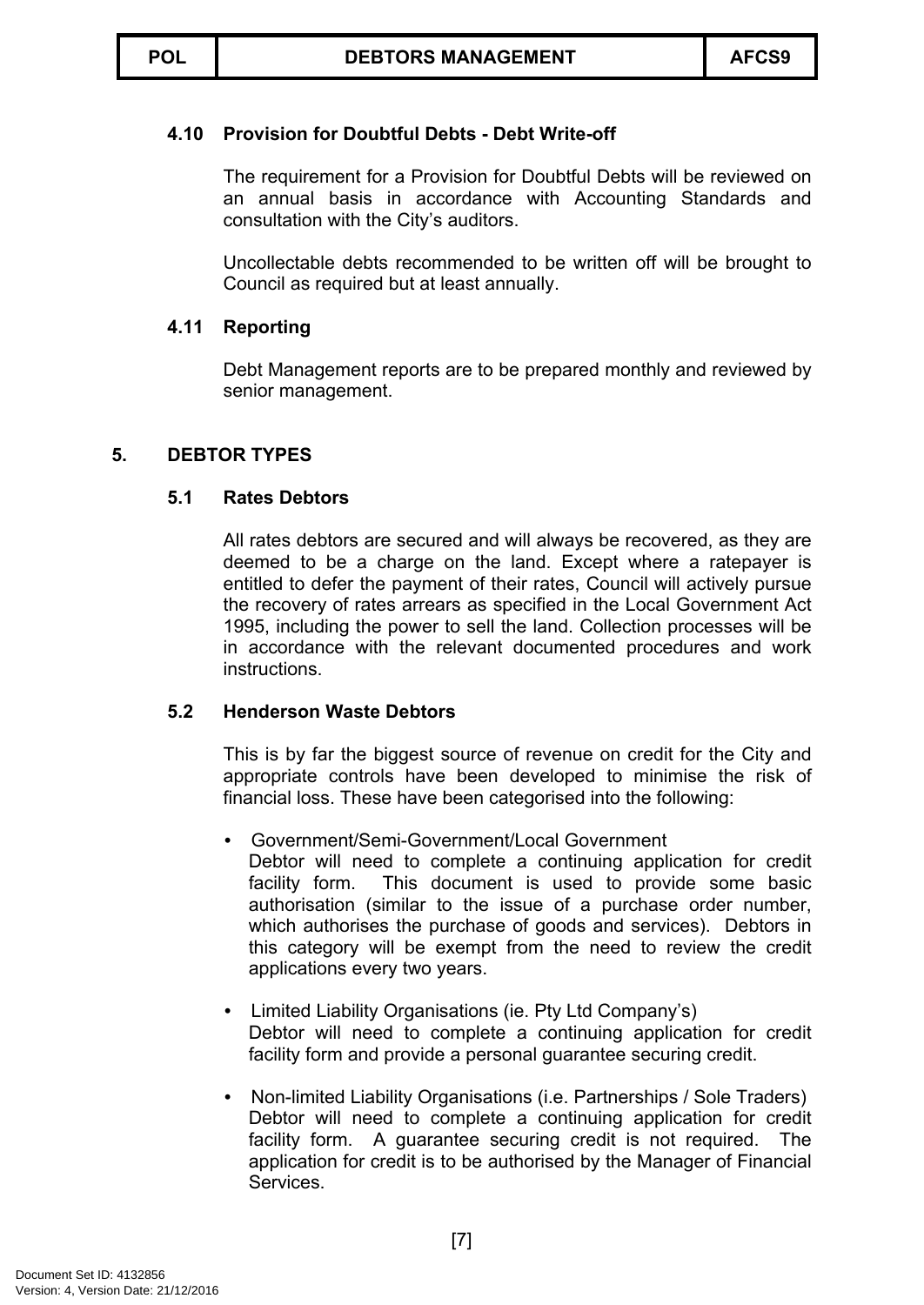#### 4.10 Provision for Doubtful Debts - Debt Write-off

The requirement for a Provision for Doubtful Debts will be reviewed on an annual basis in accordance with Accounting Standards and consultation with the City's auditors.

Uncollectable debts recommended to be written off will be brought to Council as required but at least annually.

#### 4.11 Reporting

Debt Management reports are to be prepared monthly and reviewed by senior management.

### 5. DEBTOR TYPES

#### 5.1 Rates Debtors

All rates debtors are secured and will always be recovered, as they are deemed to be a charge on the land. Except where a ratepayer is entitled to defer the payment of their rates, Council will actively pursue the recovery of rates arrears as specified in the Local Government Act 1995, including the power to sell the land. Collection processes will be in accordance with the relevant documented procedures and work instructions.

#### 5.2 Henderson Waste Debtors

This is by far the biggest source of revenue on credit for the City and appropriate controls have been developed to minimise the risk of financial loss. These have been categorised into the following:

- Government/Semi-Government/Local Government
  Debtor will need to complete a continuing application for credit facility form. This document is used to provide some basic authorisation (similar to the issue of a purchase order number, which authorises the purchase of goods and services). Debtors in this category will be exempt from the need to review the credit applications every two years.

- Limited Liability Organisations (ie. Pty Ltd Company's)
  Debtor will need to complete a continuing application for credit facility form and provide a personal guarantee securing credit.

- Non-limited Liability Organisations (i.e. Partnerships / Sole Traders)
  Debtor will need to complete a continuing application for credit facility form. A guarantee securing credit is not required. The application for credit is to be authorised by the Manager of Financial Services.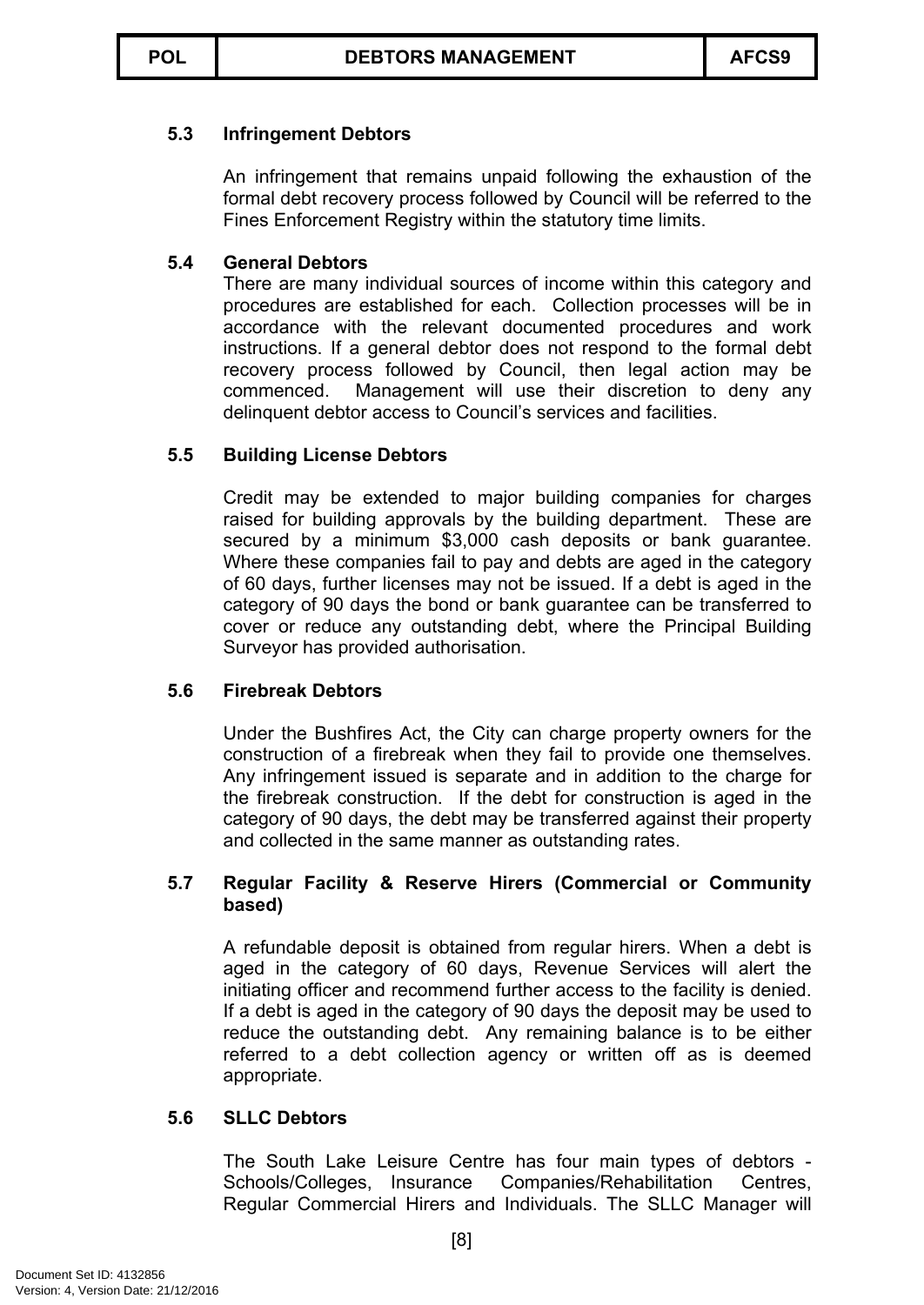### 5.3 Infringement Debtors

An infringement that remains unpaid following the exhaustion of the formal debt recovery process followed by Council will be referred to the Fines Enforcement Registry within the statutory time limits.

### 5.4 General Debtors

There are many individual sources of income within this category and procedures are established for each. Collection processes will be in accordance with the relevant documented procedures and work instructions. If a general debtor does not respond to the formal debt recovery process followed by Council, then legal action may be commenced. Management will use their discretion to deny any delinquent debtor access to Council's services and facilities.

### 5.5 Building License Debtors

Credit may be extended to major building companies for charges raised for building approvals by the building department. These are secured by a minimum $3,000 cash deposits or bank guarantee. Where these companies fail to pay and debts are aged in the category of 60 days, further licenses may not be issued. If a debt is aged in the category of 90 days the bond or bank guarantee can be transferred to cover or reduce any outstanding debt, where the Principal Building Surveyor has provided authorisation.

### 5.6 Firebreak Debtors

Under the Bushfires Act, the City can charge property owners for the construction of a firebreak when they fail to provide one themselves. Any infringement issued is separate and in addition to the charge for the firebreak construction. If the debt for construction is aged in the category of 90 days, the debt may be transferred against their property and collected in the same manner as outstanding rates.

### 5.7 Regular Facility & Reserve Hirers (Commercial or Community based)

A refundable deposit is obtained from regular hirers. When a debt is aged in the category of 60 days, Revenue Services will alert the initiating officer and recommend further access to the facility is denied. If a debt is aged in the category of 90 days the deposit may be used to reduce the outstanding debt. Any remaining balance is to be either referred to a debt collection agency or written off as is deemed appropriate.

### 5.6 SLLC Debtors

The South Lake Leisure Centre has four main types of debtors - Schools/Colleges, Insurance Companies/Rehabilitation Centres, Regular Commercial Hirers and Individuals. The SLLC Manager will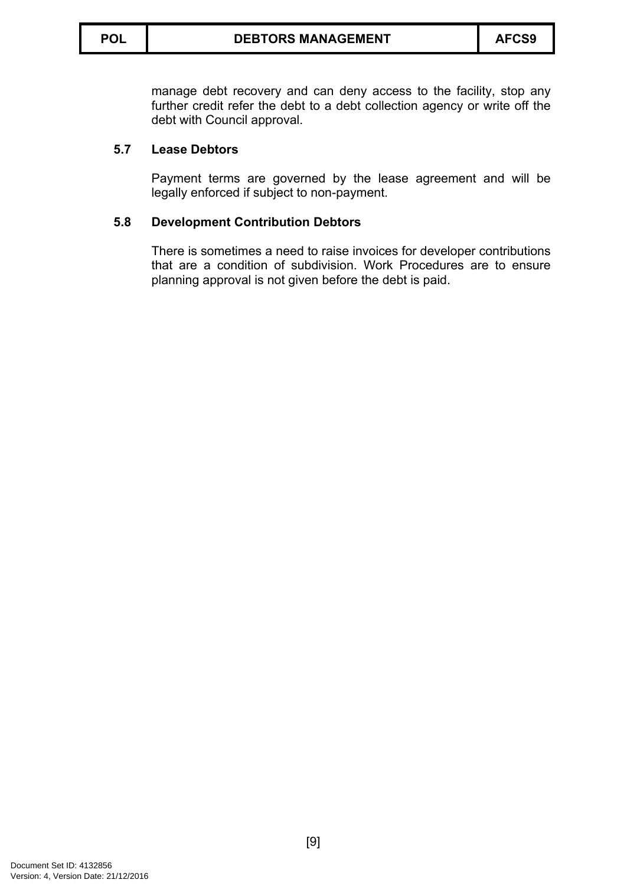manage debt recovery and can deny access to the facility, stop any further credit refer the debt to a debt collection agency or write off the debt with Council approval.

### 5.7 Lease Debtors

Payment terms are governed by the lease agreement and will be legally enforced if subject to non-payment.

### 5.8 Development Contribution Debtors

There is sometimes a need to raise invoices for developer contributions that are a condition of subdivision. Work Procedures are to ensure planning approval is not given before the debt is paid.